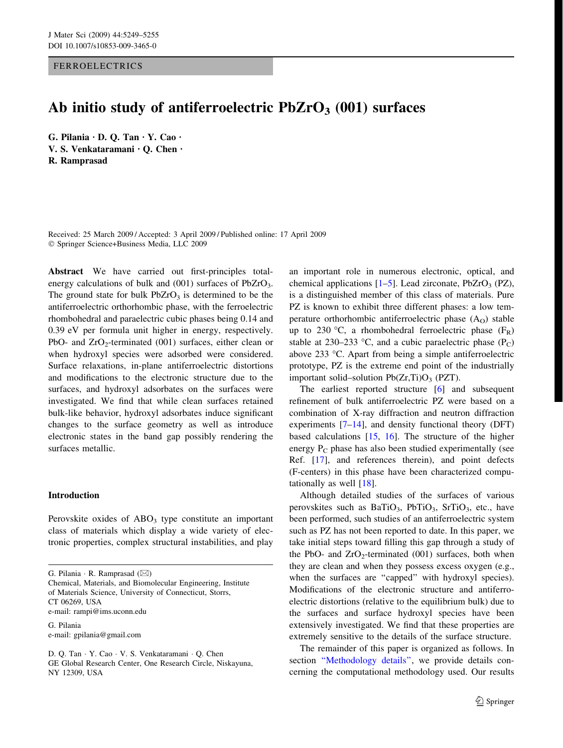FERROELECTRICS

# Ab initio study of antiferroelectric $PbZrO_3$ (001) surfaces

**G. Pilania · D. Q. Tan · Y. Cao · V. S. Venkataramani · Q. Chen · R. Ramprasad**

Received: 25 March 2009 / Accepted: 3 April 2009 / Published online: 17 April 2009
© Springer Science+Business Media, LLC 2009

**Abstract** We have carried out first-principles total-energy calculations of bulk and (001) surfaces of $PbZrO_3$. The ground state for bulk $PbZrO_3$ is determined to be the antiferroelectric orthorhombic phase, with the ferroelectric rhombohedral and paraelectric cubic phases being 0.14 and 0.39 eV per formula unit higher in energy, respectively. PbO- and $ZrO_2$-terminated (001) surfaces, either clean or when hydroxyl species were adsorbed were considered. Surface relaxations, in-plane antiferroelectric distortions and modifications to the electronic structure due to the surfaces, and hydroxyl adsorbates on the surfaces were investigated. We find that while clean surfaces retained bulk-like behavior, hydroxyl adsorbates induce significant changes to the surface geometry as well as introduce electronic states in the band gap possibly rendering the surfaces metallic.

## Introduction

Perovskite oxides of $ABO_3$ type constitute an important class of materials which display a wide variety of electronic properties, complex structural instabilities, and play an important role in numerous electronic, optical, and chemical applications [1–5]. Lead zirconate, $PbZrO_3$ (PZ), is a distinguished member of this class of materials. Pure PZ is known to exhibit three different phases: a low temperature orthorhombic antiferroelectric phase ($A_O$) stable up to 230 °C, a rhombohedral ferroelectric phase ($F_R$) stable at 230–233 °C, and a cubic paraelectric phase ($P_C$) above 233 °C. Apart from being a simple antiferroelectric prototype, PZ is the extreme end point of the industrially important solid–solution $Pb(Zr,Ti)O_3$ (PZT).

The earliest reported structure [6] and subsequent refinement of bulk antiferroelectric PZ were based on a combination of X-ray diffraction and neutron diffraction experiments [7–14], and density functional theory (DFT) based calculations [15, 16]. The structure of the higher energy $P_C$ phase has also been studied experimentally (see Ref. [17], and references therein), and point defects (F-centers) in this phase have been characterized computationally as well [18].

Although detailed studies of the surfaces of various perovskites such as $BaTiO_3$, $PbTiO_3$, $SrTiO_3$, etc., have been performed, such studies of an antiferroelectric system such as PZ has not been reported to date. In this paper, we take initial steps toward filling this gap through a study of the PbO- and $ZrO_2$-terminated (001) surfaces, both when they are clean and when they possess excess oxygen (e.g., when the surfaces are "capped" with hydroxyl species). Modifications of the electronic structure and antiferroelectric distortions (relative to the equilibrium bulk) due to the surfaces and surface hydroxyl species have been extensively investigated. We find that these properties are extremely sensitive to the details of the surface structure.

The remainder of this paper is organized as follows. In section "Methodology details", we provide details concerning the computational methodology used. Our results

G. Pilania · R. Ramprasad (✉)
Chemical, Materials, and Biomolecular Engineering, Institute of Materials Science, University of Connecticut, Storrs, CT 06269, USA
e-mail: rampi@ims.uconn.edu

G. Pilania
e-mail: gpilania@gmail.com

D. Q. Tan · Y. Cao · V. S. Venkataramani · Q. Chen
GE Global Research Center, One Research Circle, Niskayuna, NY 12309, USA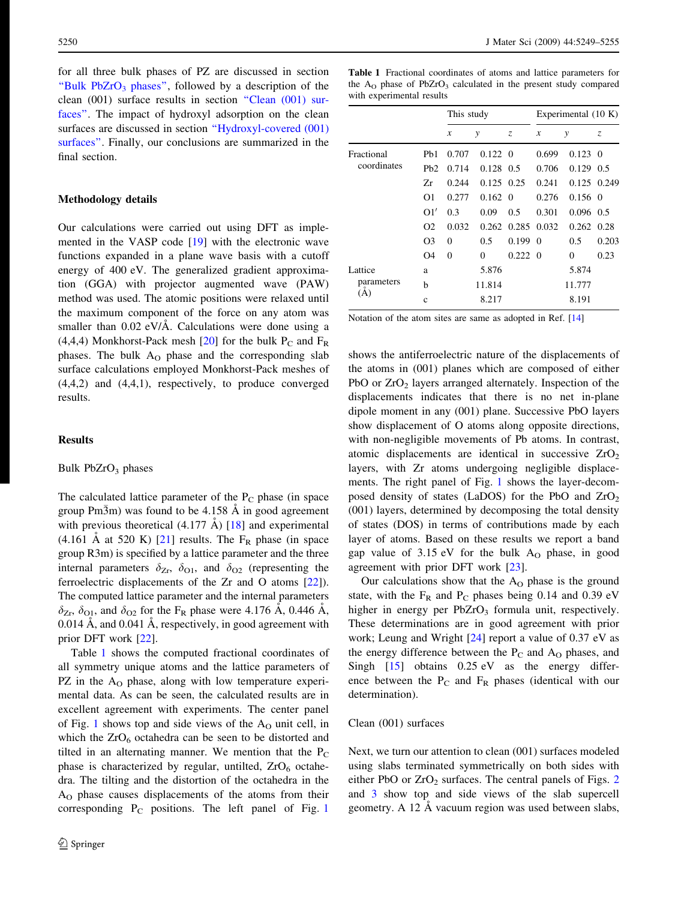for all three bulk phases of PZ are discussed in section "Bulk $PbZrO_3$ phases", followed by a description of the clean (001) surface results in section "Clean (001) surfaces". The impact of hydroxyl adsorption on the clean surfaces are discussed in section "Hydroxyl-covered (001) surfaces". Finally, our conclusions are summarized in the final section.

## Methodology details

Our calculations were carried out using DFT as implemented in the VASP code [19] with the electronic wave functions expanded in a plane wave basis with a cutoff energy of 400 eV. The generalized gradient approximation (GGA) with projector augmented wave (PAW) method was used. The atomic positions were relaxed until the maximum component of the force on any atom was smaller than 0.02 eV/Å. Calculations were done using a (4,4,4) Monkhorst-Pack mesh [20] for the bulk $P_C$ and $F_R$ phases. The bulk $A_O$ phase and the corresponding slab surface calculations employed Monkhorst-Pack meshes of (4,4,2) and (4,4,1), respectively, to produce converged results.

## Results

### Bulk $PbZrO_3$ phases

The calculated lattice parameter of the $P_C$ phase (in space group $Pm\bar{3}m$) was found to be 4.158 Å in good agreement with previous theoretical (4.177 Å) [18] and experimental (4.161 Å at 520 K) [21] results. The $F_R$ phase (in space group R3m) is specified by a lattice parameter and the three internal parameters $\delta_{Zr}$, $\delta_{O1}$, and $\delta_{O2}$ (representing the ferroelectric displacements of the Zr and O atoms [22]). The computed lattice parameter and the internal parameters $\delta_{Zr}$, $\delta_{O1}$, and $\delta_{O2}$ for the $F_R$ phase were 4.176 Å, 0.446 Å, 0.014 Å, and 0.041 Å, respectively, in good agreement with prior DFT work [22].

Table 1 shows the computed fractional coordinates of all symmetry unique atoms and the lattice parameters of PZ in the $A_O$ phase, along with low temperature experimental data. As can be seen, the calculated results are in excellent agreement with experiments. The center panel of Fig. 1 shows top and side views of the $A_O$ unit cell, in which the $ZrO_6$ octahedra can be seen to be distorted and tilted in an alternating manner. We mention that the $P_C$ phase is characterized by regular, untilted, $ZrO_6$ octahedra. The tilting and the distortion of the octahedra in the $A_O$ phase causes displacements of the atoms from their corresponding $P_C$ positions. The left panel of Fig. 1 shows the antiferroelectric nature of the displacements of the atoms in (001) planes which are composed of either PbO or $ZrO_2$ layers arranged alternately. Inspection of the displacements indicates that there is no net in-plane dipole moment in any (001) plane. Successive PbO layers show displacement of O atoms along opposite directions, with non-negligible movements of Pb atoms. In contrast, atomic displacements are identical in successive $ZrO_2$ layers, with Zr atoms undergoing negligible displacements. The right panel of Fig. 1 shows the layer-decomposed density of states (LaDOS) for the PbO and $ZrO_2$ (001) layers, determined by decomposing the total density of states (DOS) in terms of contributions made by each layer of atoms. Based on these results we report a band gap value of 3.15 eV for the bulk $A_O$ phase, in good agreement with prior DFT work [23].

**Table 1** Fractional coordinates of atoms and lattice parameters for the $A_O$ phase of $PbZrO_3$ calculated in the present study compared with experimental results

| | | This study | | | Experimental (10 K) | | |
|---|---|---|---|---|---|---|---|
| | | *x* | *y* | *z* | *x* | *y* | *z* |
| Fractional coordinates | Pb1 | 0.707 | 0.122 | 0 | 0.699 | 0.123 | 0 |
| | Pb2 | 0.714 | 0.128 | 0.5 | 0.706 | 0.129 | 0.5 |
| | Zr | 0.244 | 0.125 | 0.25 | 0.241 | 0.125 | 0.249 |
| | O1 | 0.277 | 0.162 | 0 | 0.276 | 0.156 | 0 |
| | O1′ | 0.3 | 0.09 | 0.5 | 0.301 | 0.096 | 0.5 |
| | O2 | 0.032 | 0.262 | 0.285 | 0.032 | 0.262 | 0.28 |
| | O3 | 0 | 0.5 | 0.199 | 0 | 0.5 | 0.203 |
| | O4 | 0 | 0 | 0.222 | 0 | 0 | 0.23 |
| Lattice parameters (Å) | a | | 5.876 | | | 5.874 | |
| | b | | 11.814 | | | 11.777 | |
| | c | | 8.217 | | | 8.191 | |

Notation of the atom sites are same as adopted in Ref. [14]

Our calculations show that the $A_O$ phase is the ground state, with the $F_R$ and $P_C$ phases being 0.14 and 0.39 eV higher in energy per $PbZrO_3$ formula unit, respectively. These determinations are in good agreement with prior work; Leung and Wright [24] report a value of 0.37 eV as the energy difference between the $P_C$ and $A_O$ phases, and Singh [15] obtains 0.25 eV as the energy difference between the $P_C$ and $F_R$ phases (identical with our determination).

### Clean (001) surfaces

Next, we turn our attention to clean (001) surfaces modeled using slabs terminated symmetrically on both sides with either PbO or $ZrO_2$ surfaces. The central panels of Figs. 2 and 3 show top and side views of the slab supercell geometry. A 12 Å vacuum region was used between slabs,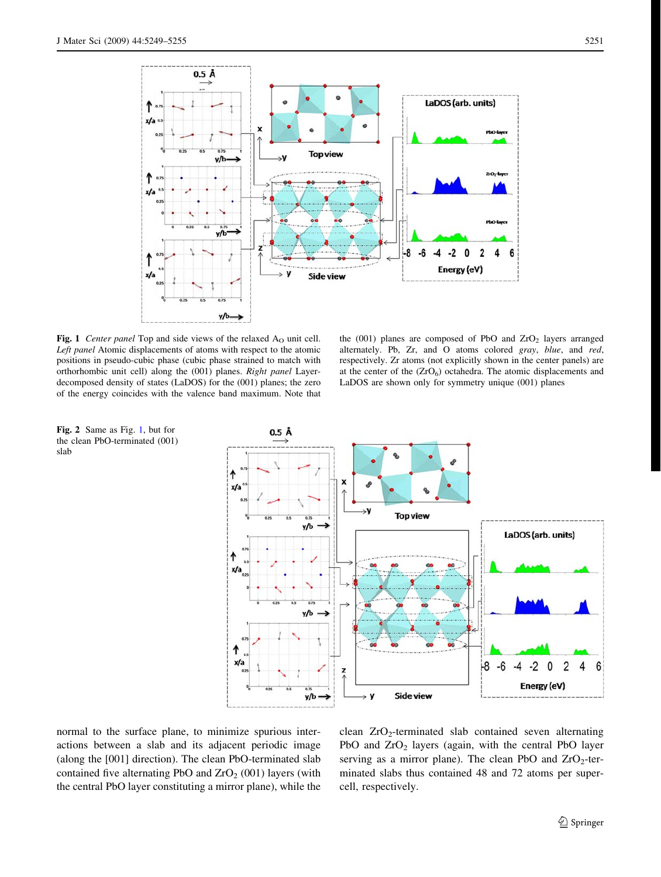**Fig. 1** *Center panel* Top and side views of the relaxed $A_O$ unit cell. *Left panel* Atomic displacements of atoms with respect to the atomic positions in pseudo-cubic phase (cubic phase strained to match with orthorhombic unit cell) along the (001) planes. *Right panel* Layer-decomposed density of states (LaDOS) for the (001) planes; the zero of the energy coincides with the valence band maximum. Note that the (001) planes are composed of PbO and $ZrO_2$ layers arranged alternately. Pb, Zr, and O atoms colored *gray*, *blue*, and *red*, respectively. Zr atoms (not explicitly shown in the center panels) are at the center of the $(ZrO_6)$ octahedra. The atomic displacements and LaDOS are shown only for symmetry unique (001) planes

**Fig. 2** Same as Fig. 1, but for the clean PbO-terminated (001) slab

normal to the surface plane, to minimize spurious interactions between a slab and its adjacent periodic image (along the [001] direction). The clean PbO-terminated slab contained five alternating PbO and $ZrO_2$ (001) layers (with the central PbO layer constituting a mirror plane), while the clean $ZrO_2$-terminated slab contained seven alternating PbO and $ZrO_2$ layers (again, with the central PbO layer serving as a mirror plane). The clean PbO and $ZrO_2$-terminated slabs thus contained 48 and 72 atoms per supercell, respectively.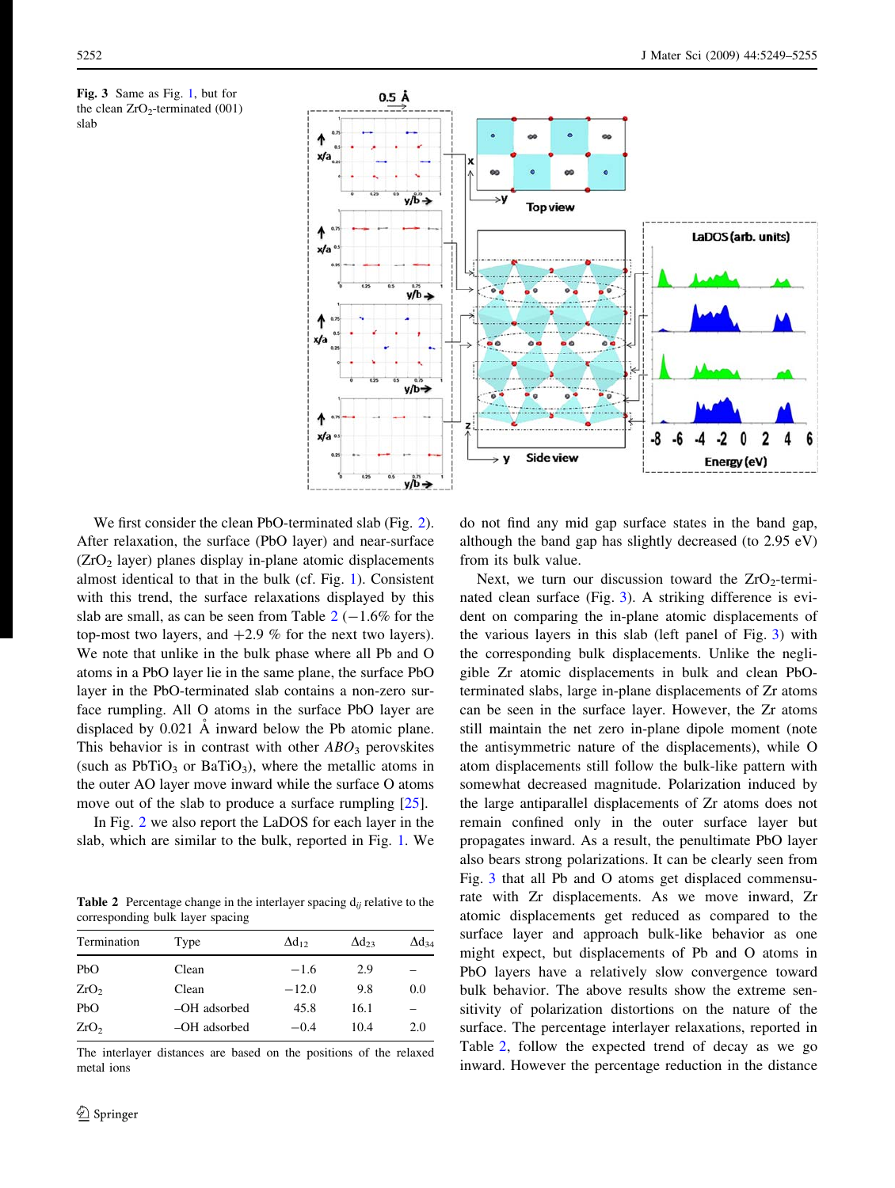**Fig. 3** Same as Fig. 1, but for the clean $ZrO_2$-terminated (001) slab

We first consider the clean PbO-terminated slab (Fig. 2). After relaxation, the surface (PbO layer) and near-surface ($ZrO_2$ layer) planes display in-plane atomic displacements almost identical to that in the bulk (cf. Fig. 1). Consistent with this trend, the surface relaxations displayed by this slab are small, as can be seen from Table 2 (−1.6% for the top-most two layers, and +2.9 % for the next two layers). We note that unlike in the bulk phase where all Pb and O atoms in a PbO layer lie in the same plane, the surface PbO layer in the PbO-terminated slab contains a non-zero surface rumpling. All O atoms in the surface PbO layer are displaced by 0.021 Å inward below the Pb atomic plane. This behavior is in contrast with other $ABO_3$ perovskites (such as $PbTiO_3$ or $BaTiO_3$), where the metallic atoms in the outer AO layer move inward while the surface O atoms move out of the slab to produce a surface rumpling [25].

In Fig. 2 we also report the LaDOS for each layer in the slab, which are similar to the bulk, reported in Fig. 1. We do not find any mid gap surface states in the band gap, although the band gap has slightly decreased (to 2.95 eV) from its bulk value.

**Table 2** Percentage change in the interlayer spacing $d_{ij}$ relative to the corresponding bulk layer spacing

| Termination | Type | $\Delta d_{12}$ | $\Delta d_{23}$ | $\Delta d_{34}$ |
|---|---|---|---|---|
| PbO | Clean | −1.6 | 2.9 | – |
| $ZrO_2$ | Clean | −12.0 | 9.8 | 0.0 |
| PbO | –OH adsorbed | 45.8 | 16.1 | – |
| $ZrO_2$ | –OH adsorbed | −0.4 | 10.4 | 2.0 |

The interlayer distances are based on the positions of the relaxed metal ions

Next, we turn our discussion toward the $ZrO_2$-terminated clean surface (Fig. 3). A striking difference is evident on comparing the in-plane atomic displacements of the various layers in this slab (left panel of Fig. 3) with the corresponding bulk displacements. Unlike the negligible Zr atomic displacements in bulk and clean PbO-terminated slabs, large in-plane displacements of Zr atoms can be seen in the surface layer. However, the Zr atoms still maintain the net zero in-plane dipole moment (note the antisymmetric nature of the displacements), while O atom displacements still follow the bulk-like pattern with somewhat decreased magnitude. Polarization induced by the large antiparallel displacements of Zr atoms does not remain confined only in the outer surface layer but propagates inward. As a result, the penultimate PbO layer also bears strong polarizations. It can be clearly seen from Fig. 3 that all Pb and O atoms get displaced commensurate with Zr displacements. As we move inward, Zr atomic displacements get reduced as compared to the surface layer and approach bulk-like behavior as one might expect, but displacements of Pb and O atoms in PbO layers have a relatively slow convergence toward bulk behavior. The above results show the extreme sensitivity of polarization distortions on the nature of the surface. The percentage interlayer relaxations, reported in Table 2, follow the expected trend of decay as we go inward. However the percentage reduction in the distance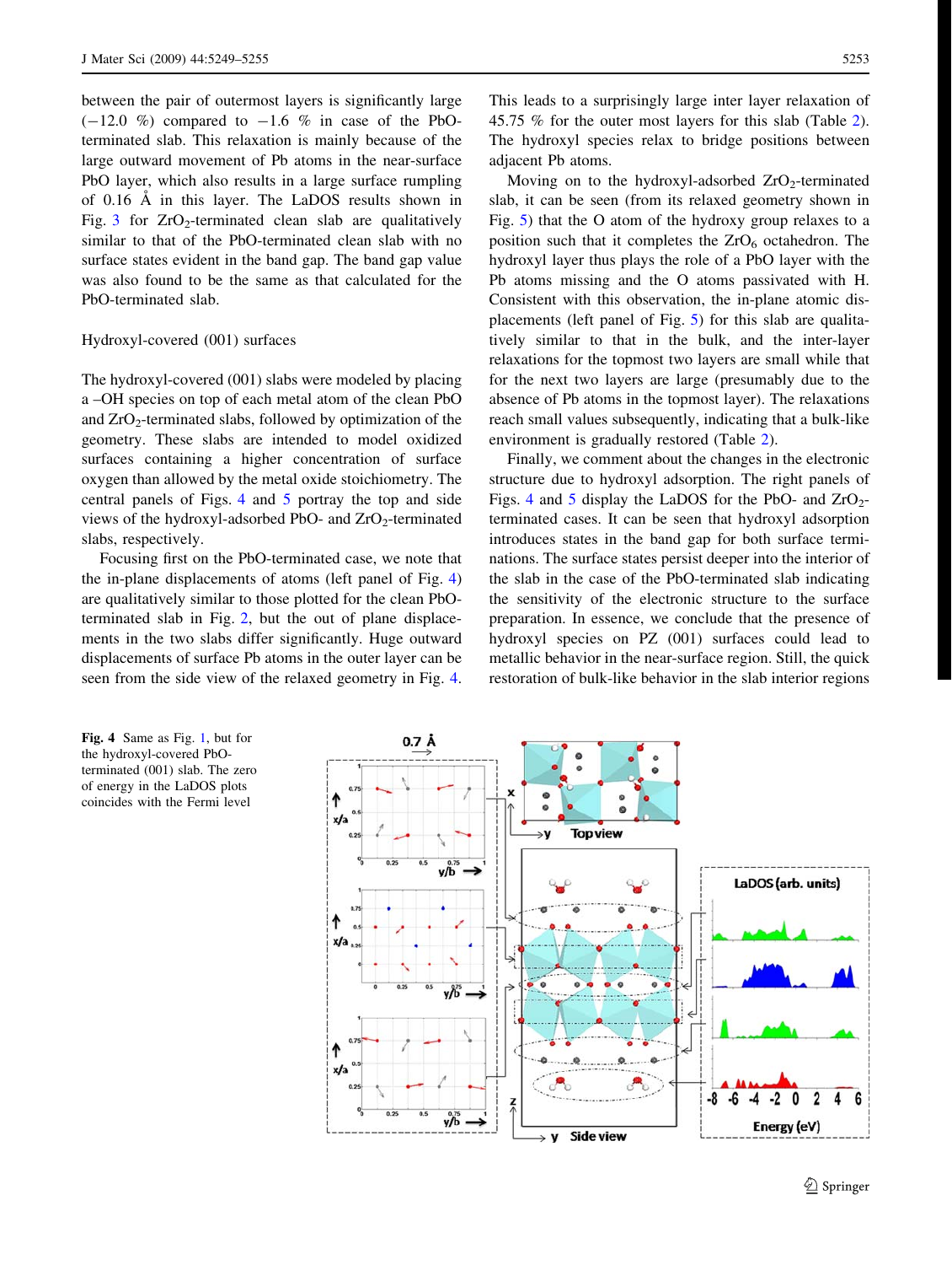between the pair of outermost layers is significantly large (−12.0 %) compared to −1.6 % in case of the PbO-terminated slab. This relaxation is mainly because of the large outward movement of Pb atoms in the near-surface PbO layer, which also results in a large surface rumpling of 0.16 Å in this layer. The LaDOS results shown in Fig. 3 for $ZrO_2$-terminated clean slab are qualitatively similar to that of the PbO-terminated clean slab with no surface states evident in the band gap. The band gap value was also found to be the same as that calculated for the PbO-terminated slab.

### Hydroxyl-covered (001) surfaces

The hydroxyl-covered (001) slabs were modeled by placing a –OH species on top of each metal atom of the clean PbO and $ZrO_2$-terminated slabs, followed by optimization of the geometry. These slabs are intended to model oxidized surfaces containing a higher concentration of surface oxygen than allowed by the metal oxide stoichiometry. The central panels of Figs. 4 and 5 portray the top and side views of the hydroxyl-adsorbed PbO- and $ZrO_2$-terminated slabs, respectively.

Focusing first on the PbO-terminated case, we note that the in-plane displacements of atoms (left panel of Fig. 4) are qualitatively similar to those plotted for the clean PbO-terminated slab in Fig. 2, but the out of plane displacements in the two slabs differ significantly. Huge outward displacements of surface Pb atoms in the outer layer can be seen from the side view of the relaxed geometry in Fig. 4. This leads to a surprisingly large inter layer relaxation of 45.75 % for the outer most layers for this slab (Table 2). The hydroxyl species relax to bridge positions between adjacent Pb atoms.

Moving on to the hydroxyl-adsorbed $ZrO_2$-terminated slab, it can be seen (from its relaxed geometry shown in Fig. 5) that the O atom of the hydroxy group relaxes to a position such that it completes the $ZrO_6$ octahedron. The hydroxyl layer thus plays the role of a PbO layer with the Pb atoms missing and the O atoms passivated with H. Consistent with this observation, the in-plane atomic displacements (left panel of Fig. 5) for this slab are qualitatively similar to that in the bulk, and the inter-layer relaxations for the topmost two layers are small while that for the next two layers are large (presumably due to the absence of Pb atoms in the topmost layer). The relaxations reach small values subsequently, indicating that a bulk-like environment is gradually restored (Table 2).

Finally, we comment about the changes in the electronic structure due to hydroxyl adsorption. The right panels of Figs. 4 and 5 display the LaDOS for the PbO- and $ZrO_2$-terminated cases. It can be seen that hydroxyl adsorption introduces states in the band gap for both surface terminations. The surface states persist deeper into the interior of the slab in the case of the PbO-terminated slab indicating the sensitivity of the electronic structure to the surface preparation. In essence, we conclude that the presence of hydroxyl species on PZ (001) surfaces could lead to metallic behavior in the near-surface region. Still, the quick restoration of bulk-like behavior in the slab interior regions

**Fig. 4** Same as Fig. 1, but for the hydroxyl-covered PbO-terminated (001) slab. The zero of energy in the LaDOS plots coincides with the Fermi level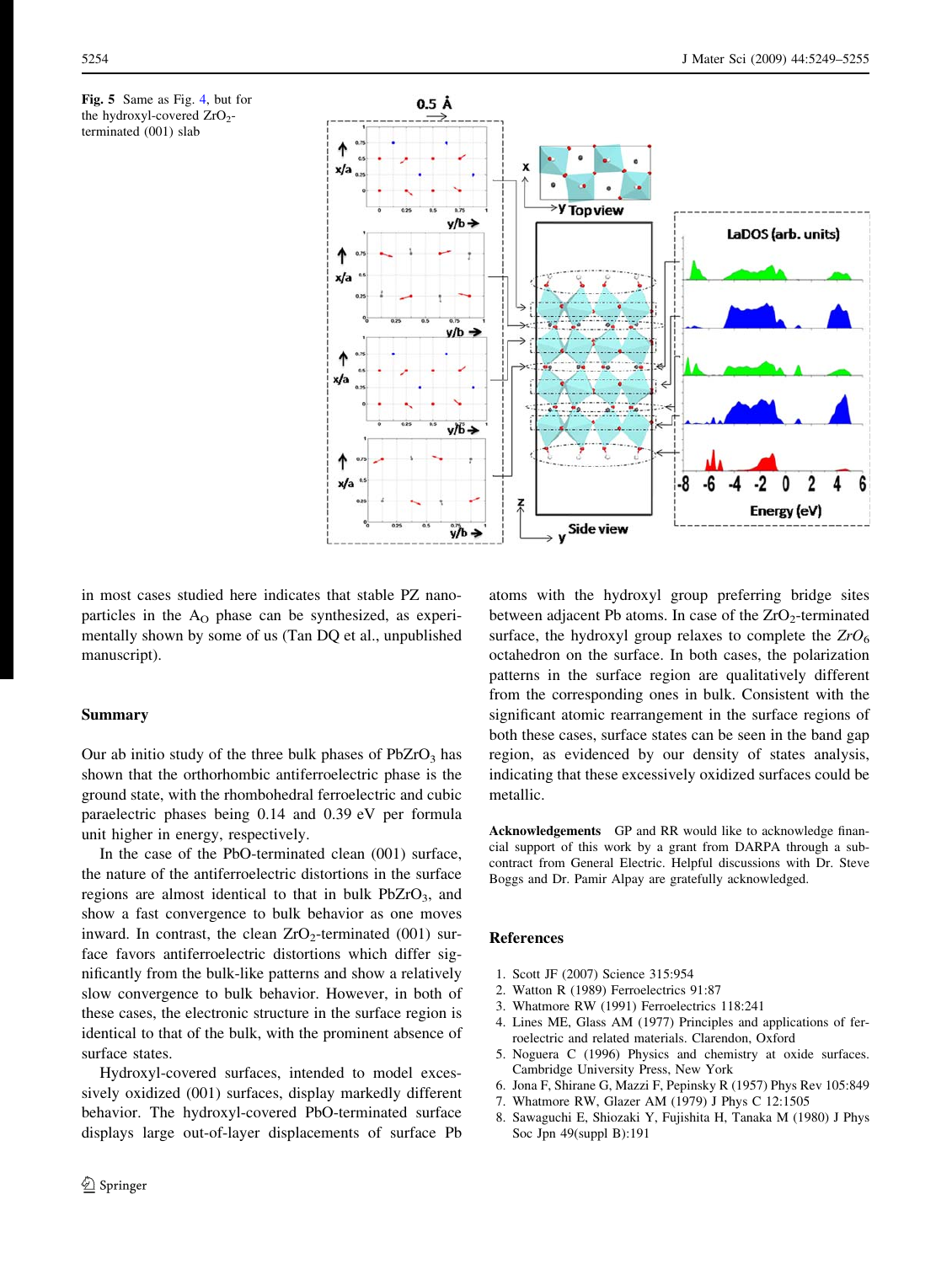**Fig. 5** Same as Fig. 4, but for the hydroxyl-covered $ZrO_2$-terminated (001) slab

in most cases studied here indicates that stable PZ nanoparticles in the $A_O$ phase can be synthesized, as experimentally shown by some of us (Tan DQ et al., unpublished manuscript).

## Summary

Our ab initio study of the three bulk phases of $PbZrO_3$ has shown that the orthorhombic antiferroelectric phase is the ground state, with the rhombohedral ferroelectric and cubic paraelectric phases being 0.14 and 0.39 eV per formula unit higher in energy, respectively.

In the case of the PbO-terminated clean (001) surface, the nature of the antiferroelectric distortions in the surface regions are almost identical to that in bulk $PbZrO_3$, and show a fast convergence to bulk behavior as one moves inward. In contrast, the clean $ZrO_2$-terminated (001) surface favors antiferroelectric distortions which differ significantly from the bulk-like patterns and show a relatively slow convergence to bulk behavior. However, in both of these cases, the electronic structure in the surface region is identical to that of the bulk, with the prominent absence of surface states.

Hydroxyl-covered surfaces, intended to model excessively oxidized (001) surfaces, display markedly different behavior. The hydroxyl-covered PbO-terminated surface displays large out-of-layer displacements of surface Pb atoms with the hydroxyl group preferring bridge sites between adjacent Pb atoms. In case of the $ZrO_2$-terminated surface, the hydroxyl group relaxes to complete the $ZrO_6$ octahedron on the surface. In both cases, the polarization patterns in the surface region are qualitatively different from the corresponding ones in bulk. Consistent with the significant atomic rearrangement in the surface regions of both these cases, surface states can be seen in the band gap region, as evidenced by our density of states analysis, indicating that these excessively oxidized surfaces could be metallic.

**Acknowledgements** GP and RR would like to acknowledge financial support of this work by a grant from DARPA through a subcontract from General Electric. Helpful discussions with Dr. Steve Boggs and Dr. Pamir Alpay are gratefully acknowledged.

## References

1. Scott JF (2007) Science 315:954
2. Watton R (1989) Ferroelectrics 91:87
3. Whatmore RW (1991) Ferroelectrics 118:241
4. Lines ME, Glass AM (1977) Principles and applications of ferroelectric and related materials. Clarendon, Oxford
5. Noguera C (1996) Physics and chemistry at oxide surfaces. Cambridge University Press, New York
6. Jona F, Shirane G, Mazzi F, Pepinsky R (1957) Phys Rev 105:849
7. Whatmore RW, Glazer AM (1979) J Phys C 12:1505
8. Sawaguchi E, Shiozaki Y, Fujishita H, Tanaka M (1980) J Phys Soc Jpn 49(suppl B):191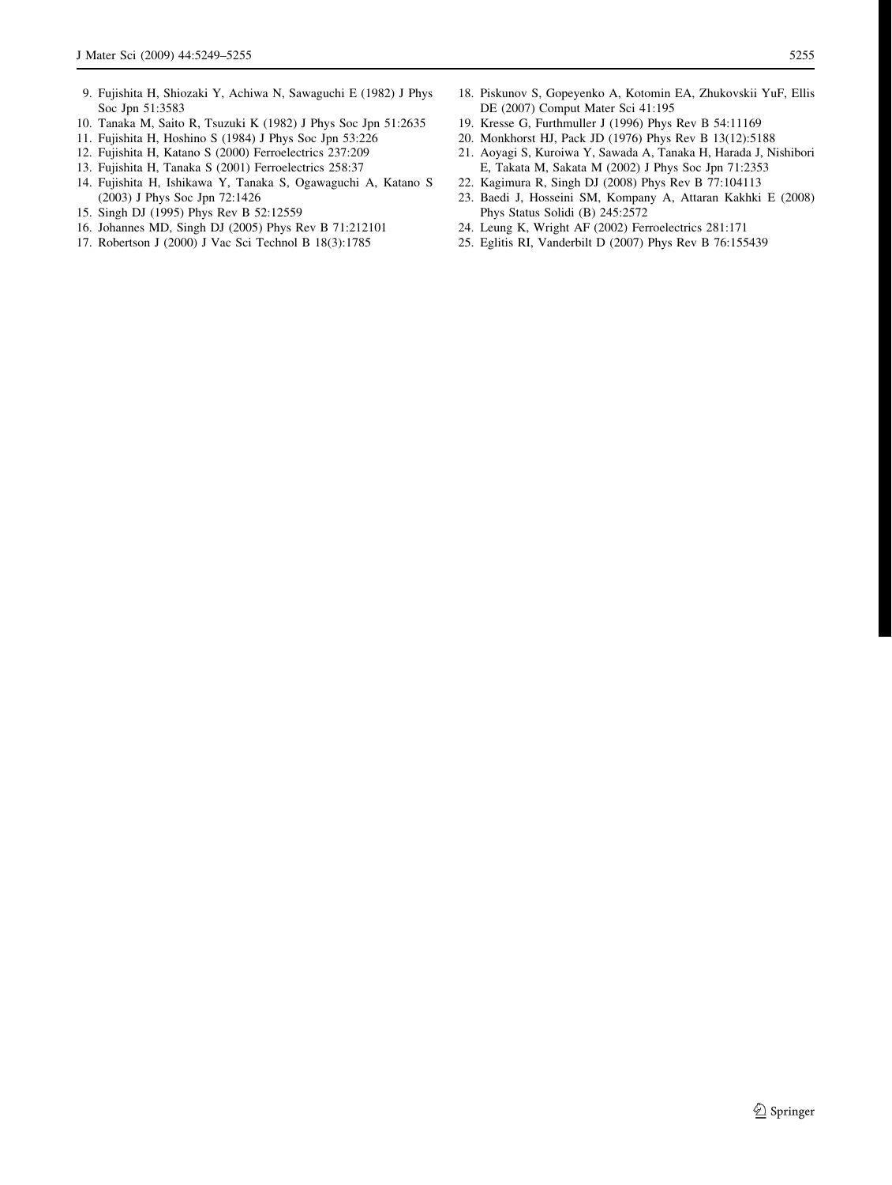9. Fujishita H, Shiozaki Y, Achiwa N, Sawaguchi E (1982) J Phys Soc Jpn 51:3583
10. Tanaka M, Saito R, Tsuzuki K (1982) J Phys Soc Jpn 51:2635
11. Fujishita H, Hoshino S (1984) J Phys Soc Jpn 53:226
12. Fujishita H, Katano S (2000) Ferroelectrics 237:209
13. Fujishita H, Tanaka S (2001) Ferroelectrics 258:37
14. Fujishita H, Ishikawa Y, Tanaka S, Ogawaguchi A, Katano S (2003) J Phys Soc Jpn 72:1426
15. Singh DJ (1995) Phys Rev B 52:12559
16. Johannes MD, Singh DJ (2005) Phys Rev B 71:212101
17. Robertson J (2000) J Vac Sci Technol B 18(3):1785
18. Piskunov S, Gopeyenko A, Kotomin EA, Zhukovskii YuF, Ellis DE (2007) Comput Mater Sci 41:195
19. Kresse G, Furthmuller J (1996) Phys Rev B 54:11169
20. Monkhorst HJ, Pack JD (1976) Phys Rev B 13(12):5188
21. Aoyagi S, Kuroiwa Y, Sawada A, Tanaka H, Harada J, Nishibori E, Takata M, Sakata M (2002) J Phys Soc Jpn 71:2353
22. Kagimura R, Singh DJ (2008) Phys Rev B 77:104113
23. Baedi J, Hosseini SM, Kompany A, Attaran Kakhki E (2008) Phys Status Solidi (B) 245:2572
24. Leung K, Wright AF (2002) Ferroelectrics 281:171
25. Eglitis RI, Vanderbilt D (2007) Phys Rev B 76:155439